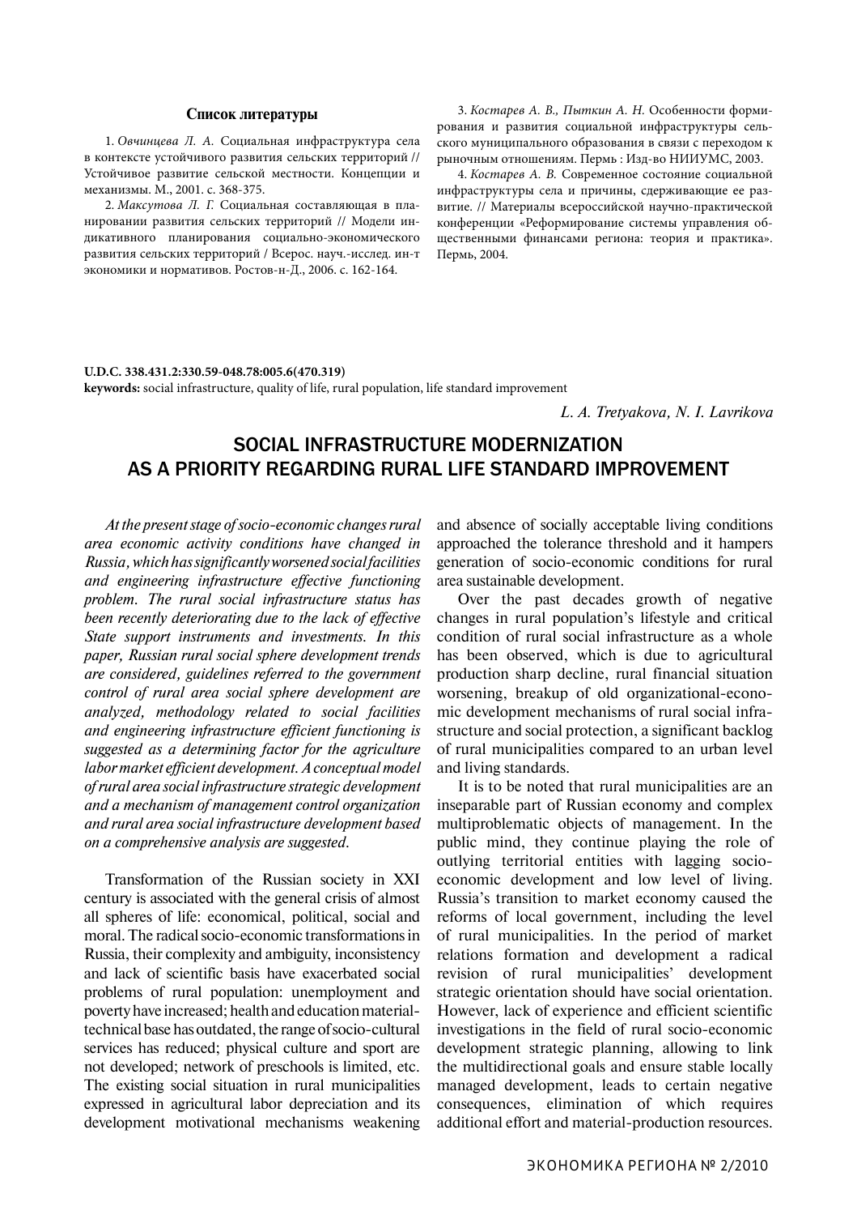**Список литературы**

1. *Овчинцева Л. А.* Социальная инфраструктура села в контексте устойчивого развития сельских территорий // Устойчивое развитие сельской местности. Концепции и механизмы. М., 2001. с. 368-375.

2. *Максутова Л. Г.* Социальная составляющая в планировании развития сельских территорий // Модели индикативного планирования социально-экономического развития сельских территорий / Всерос. науч.-исслед. ин-т экономики и нормативов. Ростов-н-Д., 2006. с. 162-164.

3. *Костарев А. В., Пыткин А. Н.* Особенности формирования и развития социальной инфраструктуры сельского муниципального образования в связи с переходом к рыночным отношениям. Пермь : Изд-во НИИУМС, 2003.

4. *Костарев А. В.* Современное состояние социальной инфраструктуры села и причины, сдерживающие ее развитие. // Материалы всероссийской научно-практической конференции «Реформирование системы управления общественными финансами региона: теория и практика». Пермь, 2004.

**U.D.C. 338.431.2:330.59-048.78:005.6(470.319)**
**keywords:** social infrastructure, quality of life, rural population, life standard improvement

*L. A. Tretyakova, N. I. Lavrikova*

# SOCIAL INFRASTRUCTURE MODERNIZATION AS A PRIORITY REGARDING RURAL LIFE STANDARD IMPROVEMENT

*At the present stage of socio-economic changes rural area economic activity conditions have changed in Russia, which has significantly worsened social facilities and engineering infrastructure effective functioning problem. The rural social infrastructure status has been recently deteriorating due to the lack of effective State support instruments and investments. In this paper, Russian rural social sphere development trends are considered, guidelines referred to the government control of rural area social sphere development are analyzed, methodology related to social facilities and engineering infrastructure efficient functioning is suggested as a determining factor for the agriculture labor market efficient development. A conceptual model of rural area social infrastructure strategic development and a mechanism of management control organization and rural area social infrastructure development based on a comprehensive analysis are suggested.*

Transformation of the Russian society in XXI century is associated with the general crisis of almost all spheres of life: economical, political, social and moral. The radical socio-economic transformations in Russia, their complexity and ambiguity, inconsistency and lack of scientific basis have exacerbated social problems of rural population: unemployment and poverty have increased; health and education material-technical base has outdated, the range of socio-cultural services has reduced; physical culture and sport are not developed; network of preschools is limited, etc. The existing social situation in rural municipalities expressed in agricultural labor depreciation and its development motivational mechanisms weakening and absence of socially acceptable living conditions approached the tolerance threshold and it hampers generation of socio-economic conditions for rural area sustainable development.

Over the past decades growth of negative changes in rural population's lifestyle and critical condition of rural social infrastructure as a whole has been observed, which is due to agricultural production sharp decline, rural financial situation worsening, breakup of old organizational-economic development mechanisms of rural social infrastructure and social protection, a significant backlog of rural municipalities compared to an urban level and living standards.

It is to be noted that rural municipalities are an inseparable part of Russian economy and complex multiproblematic objects of management. In the public mind, they continue playing the role of outlying territorial entities with lagging socio-economic development and low level of living. Russia's transition to market economy caused the reforms of local government, including the level of rural municipalities. In the period of market relations formation and development a radical revision of rural municipalities' development strategic orientation should have social orientation. However, lack of experience and efficient scientific investigations in the field of rural socio-economic development strategic planning, allowing to link the multidirectional goals and ensure stable locally managed development, leads to certain negative consequences, elimination of which requires additional effort and material-production resources.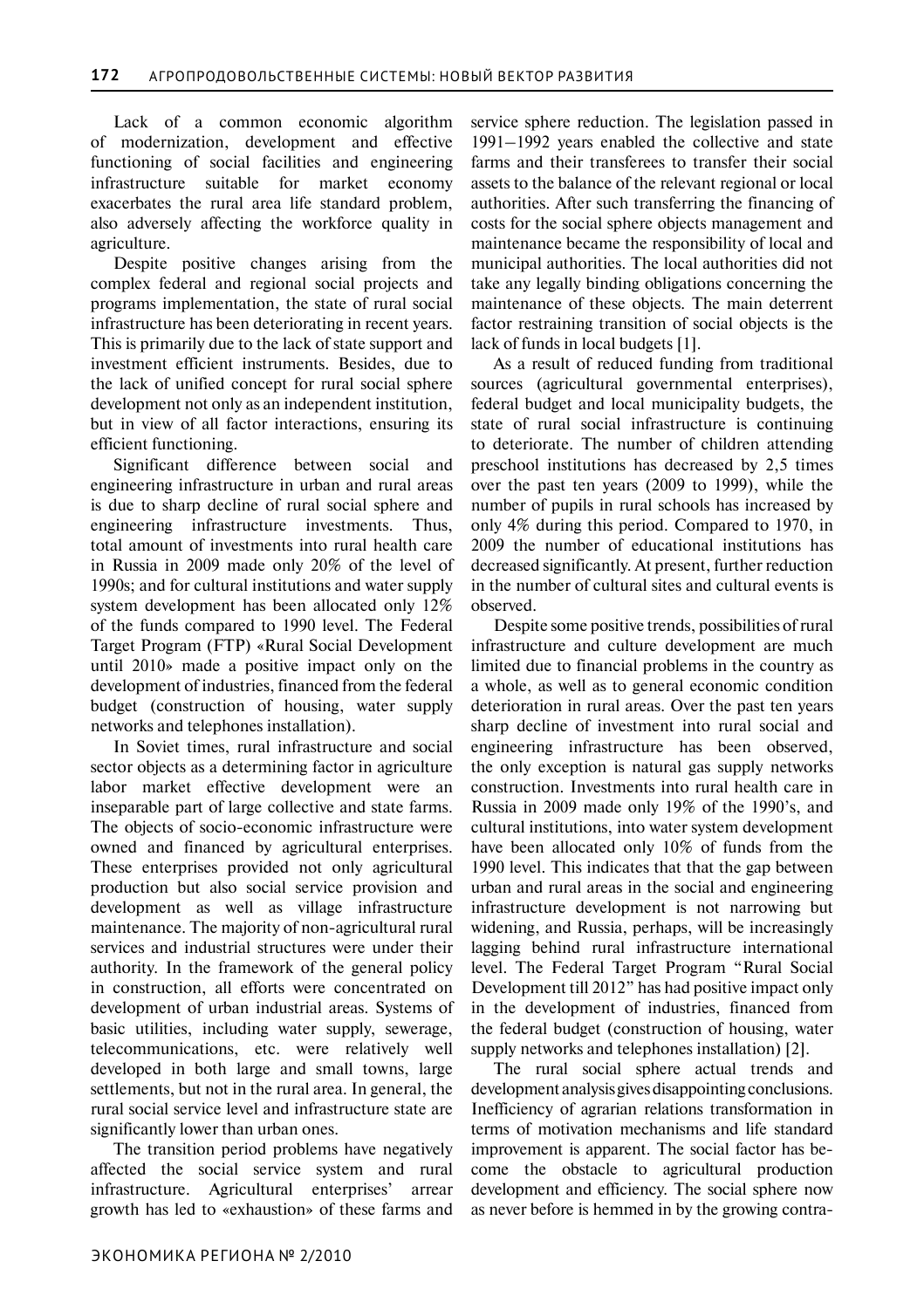Lack of a common economic algorithm of modernization, development and effective functioning of social facilities and engineering infrastructure suitable for market economy exacerbates the rural area life standard problem, also adversely affecting the workforce quality in agriculture.

Despite positive changes arising from the complex federal and regional social projects and programs implementation, the state of rural social infrastructure has been deteriorating in recent years. This is primarily due to the lack of state support and investment efficient instruments. Besides, due to the lack of unified concept for rural social sphere development not only as an independent institution, but in view of all factor interactions, ensuring its efficient functioning.

Significant difference between social and engineering infrastructure in urban and rural areas is due to sharp decline of rural social sphere and engineering infrastructure investments. Thus, total amount of investments into rural health care in Russia in 2009 made only 20% of the level of 1990s; and for cultural institutions and water supply system development has been allocated only 12% of the funds compared to 1990 level. The Federal Target Program (FTP) «Rural Social Development until 2010» made a positive impact only on the development of industries, financed from the federal budget (construction of housing, water supply networks and telephones installation).

In Soviet times, rural infrastructure and social sector objects as a determining factor in agriculture labor market effective development were an inseparable part of large collective and state farms. The objects of socio-economic infrastructure were owned and financed by agricultural enterprises. These enterprises provided not only agricultural production but also social service provision and development as well as village infrastructure maintenance. The majority of non-agricultural rural services and industrial structures were under their authority. In the framework of the general policy in construction, all efforts were concentrated on development of urban industrial areas. Systems of basic utilities, including water supply, sewerage, telecommunications, etc. were relatively well developed in both large and small towns, large settlements, but not in the rural area. In general, the rural social service level and infrastructure state are significantly lower than urban ones.

The transition period problems have negatively affected the social service system and rural infrastructure. Agricultural enterprises' arrear growth has led to «exhaustion» of these farms and service sphere reduction. The legislation passed in 1991–1992 years enabled the collective and state farms and their transferees to transfer their social assets to the balance of the relevant regional or local authorities. After such transferring the financing of costs for the social sphere objects management and maintenance became the responsibility of local and municipal authorities. The local authorities did not take any legally binding obligations concerning the maintenance of these objects. The main deterrent factor restraining transition of social objects is the lack of funds in local budgets [1].

As a result of reduced funding from traditional sources (agricultural governmental enterprises), federal budget and local municipality budgets, the state of rural social infrastructure is continuing to deteriorate. The number of children attending preschool institutions has decreased by 2,5 times over the past ten years (2009 to 1999), while the number of pupils in rural schools has increased by only 4% during this period. Compared to 1970, in 2009 the number of educational institutions has decreased significantly. At present, further reduction in the number of cultural sites and cultural events is observed.

Despite some positive trends, possibilities of rural infrastructure and culture development are much limited due to financial problems in the country as a whole, as well as to general economic condition deterioration in rural areas. Over the past ten years sharp decline of investment into rural social and engineering infrastructure has been observed, the only exception is natural gas supply networks construction. Investments into rural health care in Russia in 2009 made only 19% of the 1990's, and cultural institutions, into water system development have been allocated only 10% of funds from the 1990 level. This indicates that that the gap between urban and rural areas in the social and engineering infrastructure development is not narrowing but widening, and Russia, perhaps, will be increasingly lagging behind rural infrastructure international level. The Federal Target Program "Rural Social Development till 2012" has had positive impact only in the development of industries, financed from the federal budget (construction of housing, water supply networks and telephones installation) [2].

The rural social sphere actual trends and development analysis gives disappointing conclusions. Inefficiency of agrarian relations transformation in terms of motivation mechanisms and life standard improvement is apparent. The social factor has become the obstacle to agricultural production development and efficiency. The social sphere now as never before is hemmed in by the growing contra-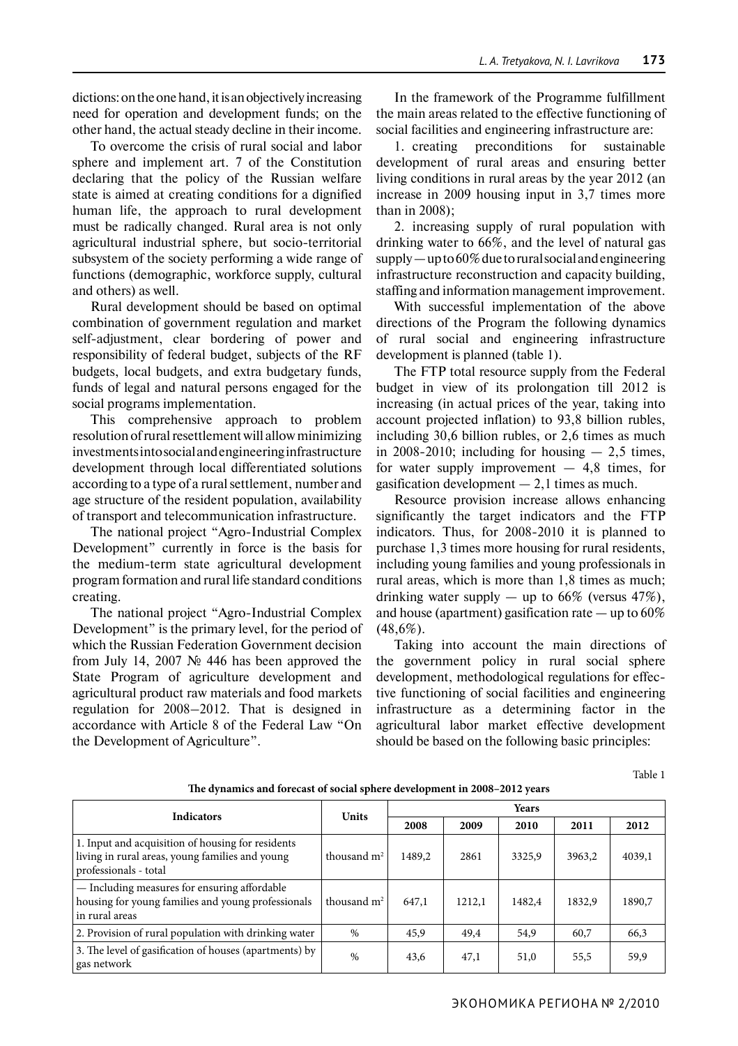dictions: on the one hand, it is an objectively increasing need for operation and development funds; on the other hand, the actual steady decline in their income.

To overcome the crisis of rural social and labor sphere and implement art. 7 of the Constitution declaring that the policy of the Russian welfare state is aimed at creating conditions for a dignified human life, the approach to rural development must be radically changed. Rural area is not only agricultural industrial sphere, but socio-territorial subsystem of the society performing a wide range of functions (demographic, workforce supply, cultural and others) as well.

Rural development should be based on optimal combination of government regulation and market self-adjustment, clear bordering of power and responsibility of federal budget, subjects of the RF budgets, local budgets, and extra budgetary funds, funds of legal and natural persons engaged for the social programs implementation.

This comprehensive approach to problem resolution of rural resettlement will allow minimizing investments into social and engineering infrastructure development through local differentiated solutions according to a type of a rural settlement, number and age structure of the resident population, availability of transport and telecommunication infrastructure.

The national project "Agro-Industrial Complex Development" currently in force is the basis for the medium-term state agricultural development program formation and rural life standard conditions creating.

The national project "Agro-Industrial Complex Development" is the primary level, for the period of which the Russian Federation Government decision from July 14, 2007 № 446 has been approved the State Program of agriculture development and agricultural product raw materials and food markets regulation for 2008–2012. That is designed in accordance with Article 8 of the Federal Law "On the Development of Agriculture".

In the framework of the Programme fulfillment the main areas related to the effective functioning of social facilities and engineering infrastructure are:

1. creating preconditions for sustainable development of rural areas and ensuring better living conditions in rural areas by the year 2012 (an increase in 2009 housing input in 3,7 times more than in 2008);

2. increasing supply of rural population with drinking water to 66%, and the level of natural gas supply — up to 60% due to rural social and engineering infrastructure reconstruction and capacity building, staffing and information management improvement.

With successful implementation of the above directions of the Program the following dynamics of rural social and engineering infrastructure development is planned (table 1).

The FTP total resource supply from the Federal budget in view of its prolongation till 2012 is increasing (in actual prices of the year, taking into account projected inflation) to 93,8 billion rubles, including 30,6 billion rubles, or 2,6 times as much in 2008-2010; including for housing — 2,5 times, for water supply improvement — 4,8 times, for gasification development — 2,1 times as much.

Resource provision increase allows enhancing significantly the target indicators and the FTP indicators. Thus, for 2008-2010 it is planned to purchase 1,3 times more housing for rural residents, including young families and young professionals in rural areas, which is more than 1,8 times as much; drinking water supply — up to 66% (versus 47%), and house (apartment) gasification rate — up to 60% (48,6%).

Taking into account the main directions of the government policy in rural social sphere development, methodological regulations for effective functioning of social facilities and engineering infrastructure as a determining factor in the agricultural labor market effective development should be based on the following basic principles:

Table 1

**The dynamics and forecast of social sphere development in 2008–2012 years**

| Indicators | Units | Years | | | | |
|---|---|---|---|---|---|---|
| | | 2008 | 2009 | 2010 | 2011 | 2012 |
| 1. Input and acquisition of housing for residents living in rural areas, young families and young professionals - total | thousand $m^2$ | 1489,2 | 2861 | 3325,9 | 3963,2 | 4039,1 |
| — Including measures for ensuring affordable housing for young families and young professionals in rural areas | thousand $m^2$ | 647,1 | 1212,1 | 1482,4 | 1832,9 | 1890,7 |
| 2. Provision of rural population with drinking water | % | 45,9 | 49,4 | 54,9 | 60,7 | 66,3 |
| 3. The level of gasification of houses (apartments) by gas network | % | 43,6 | 47,1 | 51,0 | 55,5 | 59,9 |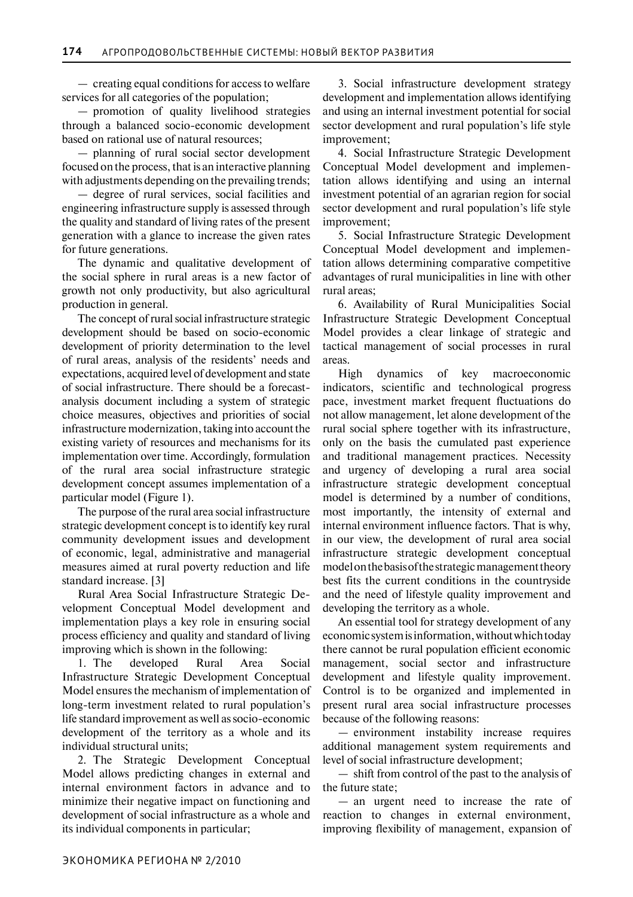— creating equal conditions for access to welfare services for all categories of the population;

— promotion of quality livelihood strategies through a balanced socio-economic development based on rational use of natural resources;

— planning of rural social sector development focused on the process, that is an interactive planning with adjustments depending on the prevailing trends;

— degree of rural services, social facilities and engineering infrastructure supply is assessed through the quality and standard of living rates of the present generation with a glance to increase the given rates for future generations.

The dynamic and qualitative development of the social sphere in rural areas is a new factor of growth not only productivity, but also agricultural production in general.

The concept of rural social infrastructure strategic development should be based on socio-economic development of priority determination to the level of rural areas, analysis of the residents' needs and expectations, acquired level of development and state of social infrastructure. There should be a forecast-analysis document including a system of strategic choice measures, objectives and priorities of social infrastructure modernization, taking into account the existing variety of resources and mechanisms for its implementation over time. Accordingly, formulation of the rural area social infrastructure strategic development concept assumes implementation of a particular model (Figure 1).

The purpose of the rural area social infrastructure strategic development concept is to identify key rural community development issues and development of economic, legal, administrative and managerial measures aimed at rural poverty reduction and life standard increase. [3]

Rural Area Social Infrastructure Strategic Development Conceptual Model development and implementation plays a key role in ensuring social process efficiency and quality and standard of living improving which is shown in the following:

1. The developed Rural Area Social Infrastructure Strategic Development Conceptual Model ensures the mechanism of implementation of long-term investment related to rural population's life standard improvement as well as socio-economic development of the territory as a whole and its individual structural units;

2. The Strategic Development Conceptual Model allows predicting changes in external and internal environment factors in advance and to minimize their negative impact on functioning and development of social infrastructure as a whole and its individual components in particular;

3. Social infrastructure development strategy development and implementation allows identifying and using an internal investment potential for social sector development and rural population's life style improvement;

4. Social Infrastructure Strategic Development Conceptual Model development and implementation allows identifying and using an internal investment potential of an agrarian region for social sector development and rural population's life style improvement;

5. Social Infrastructure Strategic Development Conceptual Model development and implementation allows determining comparative competitive advantages of rural municipalities in line with other rural areas;

6. Availability of Rural Municipalities Social Infrastructure Strategic Development Conceptual Model provides a clear linkage of strategic and tactical management of social processes in rural areas.

High dynamics of key macroeconomic indicators, scientific and technological progress pace, investment market frequent fluctuations do not allow management, let alone development of the rural social sphere together with its infrastructure, only on the basis the cumulated past experience and traditional management practices. Necessity and urgency of developing a rural area social infrastructure strategic development conceptual model is determined by a number of conditions, most importantly, the intensity of external and internal environment influence factors. That is why, in our view, the development of rural area social infrastructure strategic development conceptual model on the basis of the strategic management theory best fits the current conditions in the countryside and the need of lifestyle quality improvement and developing the territory as a whole.

An essential tool for strategy development of any economic system is information, without which today there cannot be rural population efficient economic management, social sector and infrastructure development and lifestyle quality improvement. Control is to be organized and implemented in present rural area social infrastructure processes because of the following reasons:

— environment instability increase requires additional management system requirements and level of social infrastructure development;

— shift from control of the past to the analysis of the future state;

— an urgent need to increase the rate of reaction to changes in external environment, improving flexibility of management, expansion of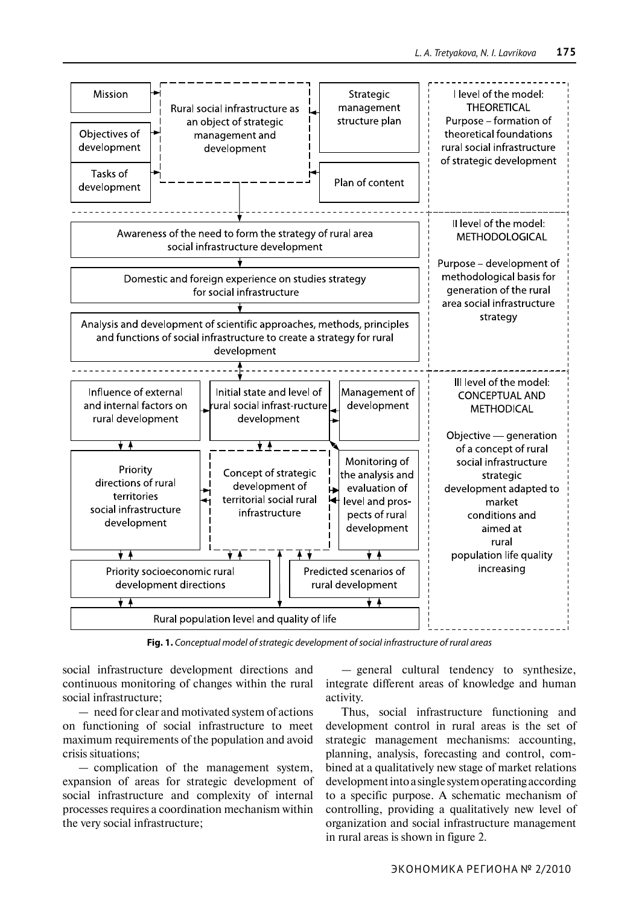Mission

Objectives of development

Tasks of development

Rural social infrastructure as an object of strategic management and development

Strategic management structure plan

Plan of content

I level of the model: THEORETICAL
Purpose – formation of theoretical foundations rural social infrastructure of strategic development

Awareness of the need to form the strategy of rural area social infrastructure development

Domestic and foreign experience on studies strategy for social infrastructure

Analysis and development of scientific approaches, methods, principles and functions of social infrastructure to create a strategy for rural development

II level of the model: METHODOLOGICAL

Purpose – development of methodological basis for generation of the rural area social infrastructure strategy

Influence of external and internal factors on rural development

Initial state and level of rural social infrast-ructure development

Management of development

Priority directions of rural territories social infrastructure development

Concept of strategic development of territorial social rural infrastructure

Monitoring of the analysis and evaluation of level and pros-pects of rural development

Priority socioeconomic rural development directions

Predicted scenarios of rural development

Rural population level and quality of life

III level of the model: CONCEPTUAL AND METHODICAL

Objective — generation of a concept of rural social infrastructure strategic development adapted to market conditions and aimed at rural population life quality increasing

**Fig. 1.** *Conceptual model of strategic development of social infrastructure of rural areas*

social infrastructure development directions and continuous monitoring of changes within the rural social infrastructure;

— need for clear and motivated system of actions on functioning of social infrastructure to meet maximum requirements of the population and avoid crisis situations;

— complication of the management system, expansion of areas for strategic development of social infrastructure and complexity of internal processes requires a coordination mechanism within the very social infrastructure;

— general cultural tendency to synthesize, integrate different areas of knowledge and human activity.

Thus, social infrastructure functioning and development control in rural areas is the set of strategic management mechanisms: accounting, planning, analysis, forecasting and control, combined at a qualitatively new stage of market relations development into a single system operating according to a specific purpose. A schematic mechanism of controlling, providing a qualitatively new level of organization and social infrastructure management in rural areas is shown in figure 2.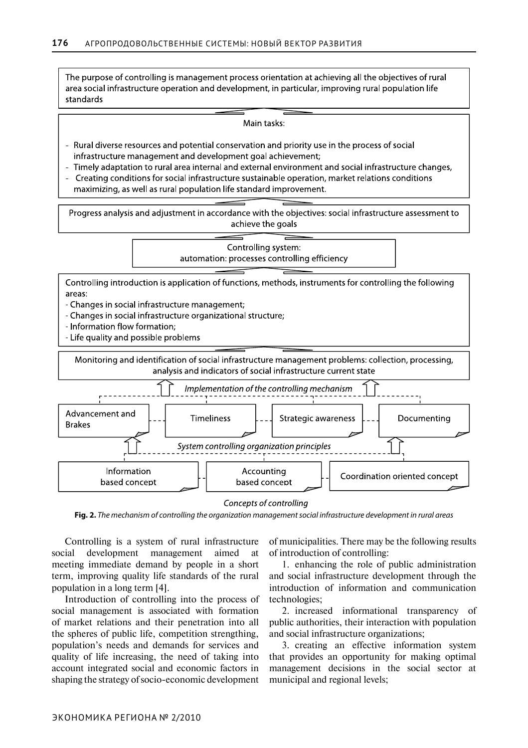The purpose of controlling is management process orientation at achieving all the objectives of rural area social infrastructure operation and development, in particular, improving rural population life standards

Main tasks:

- Rural diverse resources and potential conservation and priority use in the process of social infrastructure management and development goal achievement;
- Timely adaptation to rural area internal and external environment and social infrastructure changes,
- Creating conditions for social infrastructure sustainable operation, market relations conditions maximizing, as well as rural population life standard improvement.

Progress analysis and adjustment in accordance with the objectives: social infrastructure assessment to achieve the goals

Controlling system:
automation: processes controlling efficiency

Controlling introduction is application of functions, methods, instruments for controlling the following areas:
- Changes in social infrastructure management;
- Changes in social infrastructure organizational structure;
- Information flow formation;
- Life quality and possible problems

Monitoring and identification of social infrastructure management problems: collection, processing, analysis and indicators of social infrastructure current state

*Implementation of the controlling mechanism*

Advancement and Brakes | Timeliness | Strategic awareness | Documenting

*System controlling organization principles*

Information based concept | Accounting based concept | Coordination oriented concept

*Concepts of controlling*

**Fig. 2.** *The mechanism of controlling the organization management social infrastructure development in rural areas*

Controlling is a system of rural infrastructure social development management aimed at meeting immediate demand by people in a short term, improving quality life standards of the rural population in a long term [4].

Introduction of controlling into the process of social management is associated with formation of market relations and their penetration into all the spheres of public life, competition strengthing, population's needs and demands for services and quality of life increasing, the need of taking into account integrated social and economic factors in shaping the strategy of socio-economic development of municipalities. There may be the following results of introduction of controlling:

1. enhancing the role of public administration and social infrastructure development through the introduction of information and communication technologies;
2. increased informational transparency of public authorities, their interaction with population and social infrastructure organizations;
3. creating an effective information system that provides an opportunity for making optimal management decisions in the social sector at municipal and regional levels;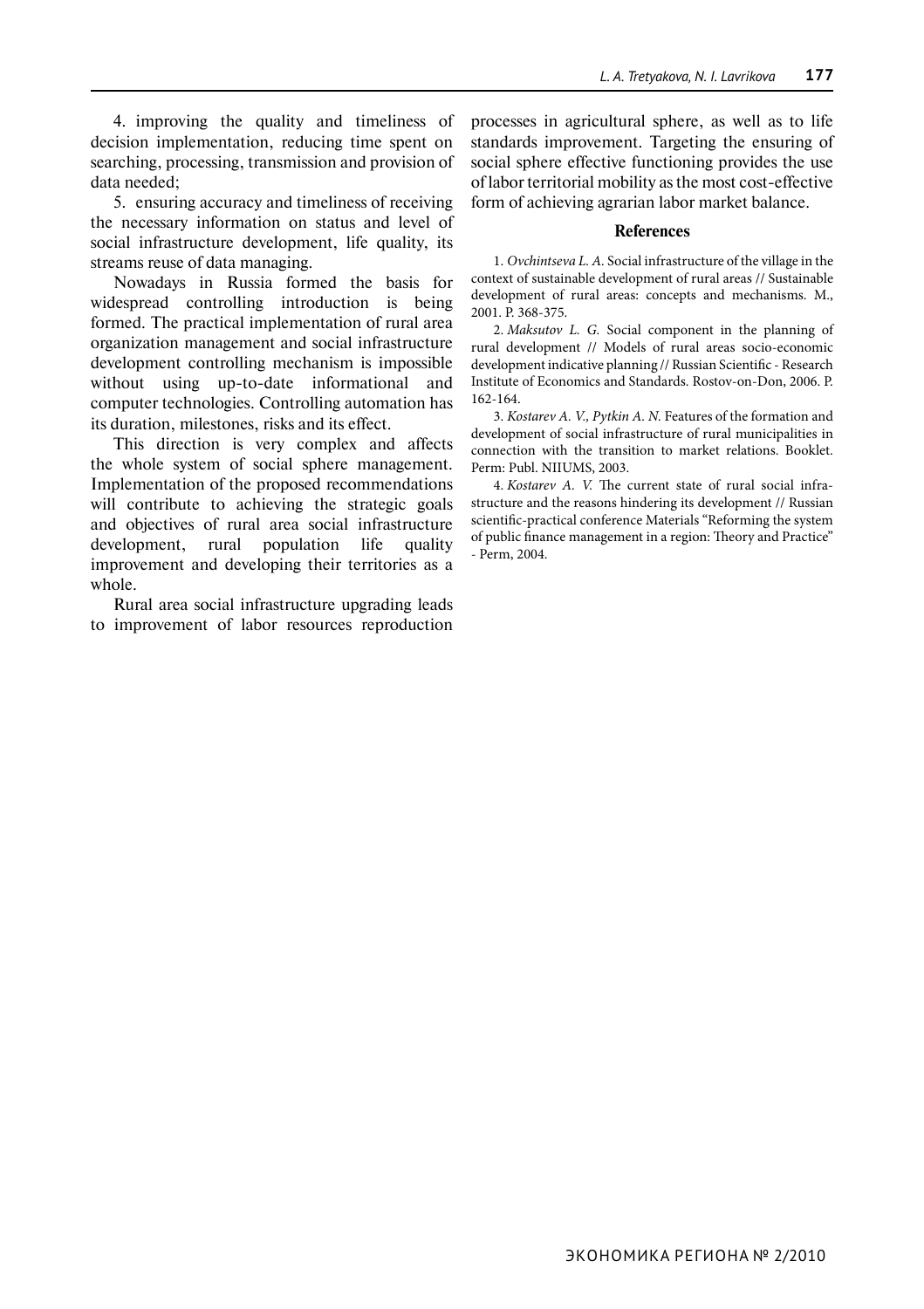4. improving the quality and timeliness of decision implementation, reducing time spent on searching, processing, transmission and provision of data needed;

5. ensuring accuracy and timeliness of receiving the necessary information on status and level of social infrastructure development, life quality, its streams reuse of data managing.

Nowadays in Russia formed the basis for widespread controlling introduction is being formed. The practical implementation of rural area organization management and social infrastructure development controlling mechanism is impossible without using up-to-date informational and computer technologies. Controlling automation has its duration, milestones, risks and its effect.

This direction is very complex and affects the whole system of social sphere management. Implementation of the proposed recommendations will contribute to achieving the strategic goals and objectives of rural area social infrastructure development, rural population life quality improvement and developing their territories as a whole.

Rural area social infrastructure upgrading leads to improvement of labor resources reproduction processes in agricultural sphere, as well as to life standards improvement. Targeting the ensuring of social sphere effective functioning provides the use of labor territorial mobility as the most cost-effective form of achieving agrarian labor market balance.

## References

1. *Ovchintseva L. A.* Social infrastructure of the village in the context of sustainable development of rural areas // Sustainable development of rural areas: concepts and mechanisms. M., 2001. P. 368-375.

2. *Maksutov L. G.* Social component in the planning of rural development // Models of rural areas socio-economic development indicative planning // Russian Scientific - Research Institute of Economics and Standards. Rostov-on-Don, 2006. P. 162-164.

3. *Kostarev A. V., Pytkin A. N.* Features of the formation and development of social infrastructure of rural municipalities in connection with the transition to market relations. Booklet. Perm: Publ. NIIUMS, 2003.

4. *Kostarev A. V.* The current state of rural social infrastructure and the reasons hindering its development // Russian scientific-practical conference Materials "Reforming the system of public finance management in a region: Theory and Practice" - Perm, 2004.